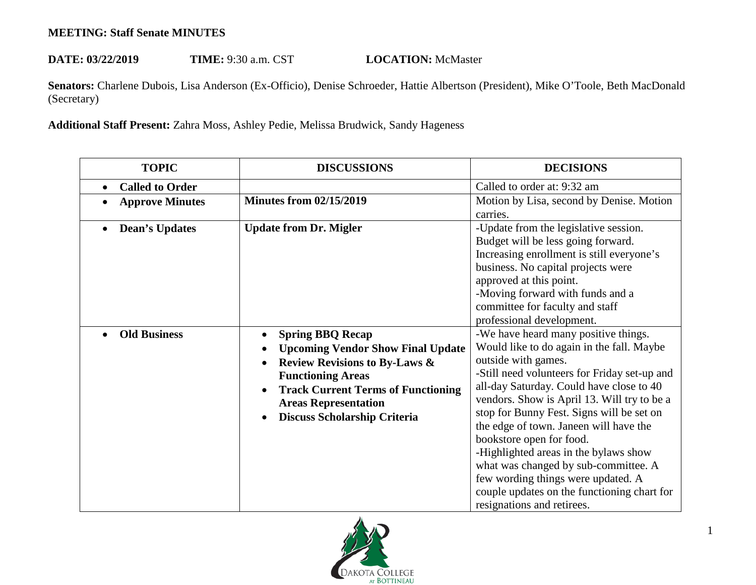**MEETING: Staff Senate MINUTES**

**DATE: 03/22/2019** **TIME:** 9:30 a.m. CST **LOCATION:** McMaster

**Senators:** Charlene Dubois, Lisa Anderson (Ex-Officio), Denise Schroeder, Hattie Albertson (President), Mike O'Toole, Beth MacDonald (Secretary)

**Additional Staff Present:** Zahra Moss, Ashley Pedie, Melissa Brudwick, Sandy Hageness

| TOPIC | DISCUSSIONS | DECISIONS |
|---|---|---|
| • **Called to Order** | | Called to order at: 9:32 am |
| • **Approve Minutes** | **Minutes from 02/15/2019** | Motion by Lisa, second by Denise. Motion carries. |
| • **Dean's Updates** | **Update from Dr. Migler** | -Update from the legislative session. Budget will be less going forward. Increasing enrollment is still everyone's business. No capital projects were approved at this point.<br>-Moving forward with funds and a committee for faculty and staff professional development. |
| • **Old Business** | • **Spring BBQ Recap**<br>• **Upcoming Vendor Show Final Update**<br>• **Review Revisions to By-Laws & Functioning Areas**<br>• **Track Current Terms of Functioning Areas Representation**<br>• **Discuss Scholarship Criteria** | -We have heard many positive things. Would like to do again in the fall. Maybe outside with games.<br>-Still need volunteers for Friday set-up and all-day Saturday. Could have close to 40 vendors. Show is April 13. Will try to be a stop for Bunny Fest. Signs will be set on the edge of town. Janeen will have the bookstore open for food.<br>-Highlighted areas in the bylaws show what was changed by sub-committee. A few wording things were updated. A couple updates on the functioning chart for resignations and retirees. |

DAKOTA COLLEGE AT BOTTINEAU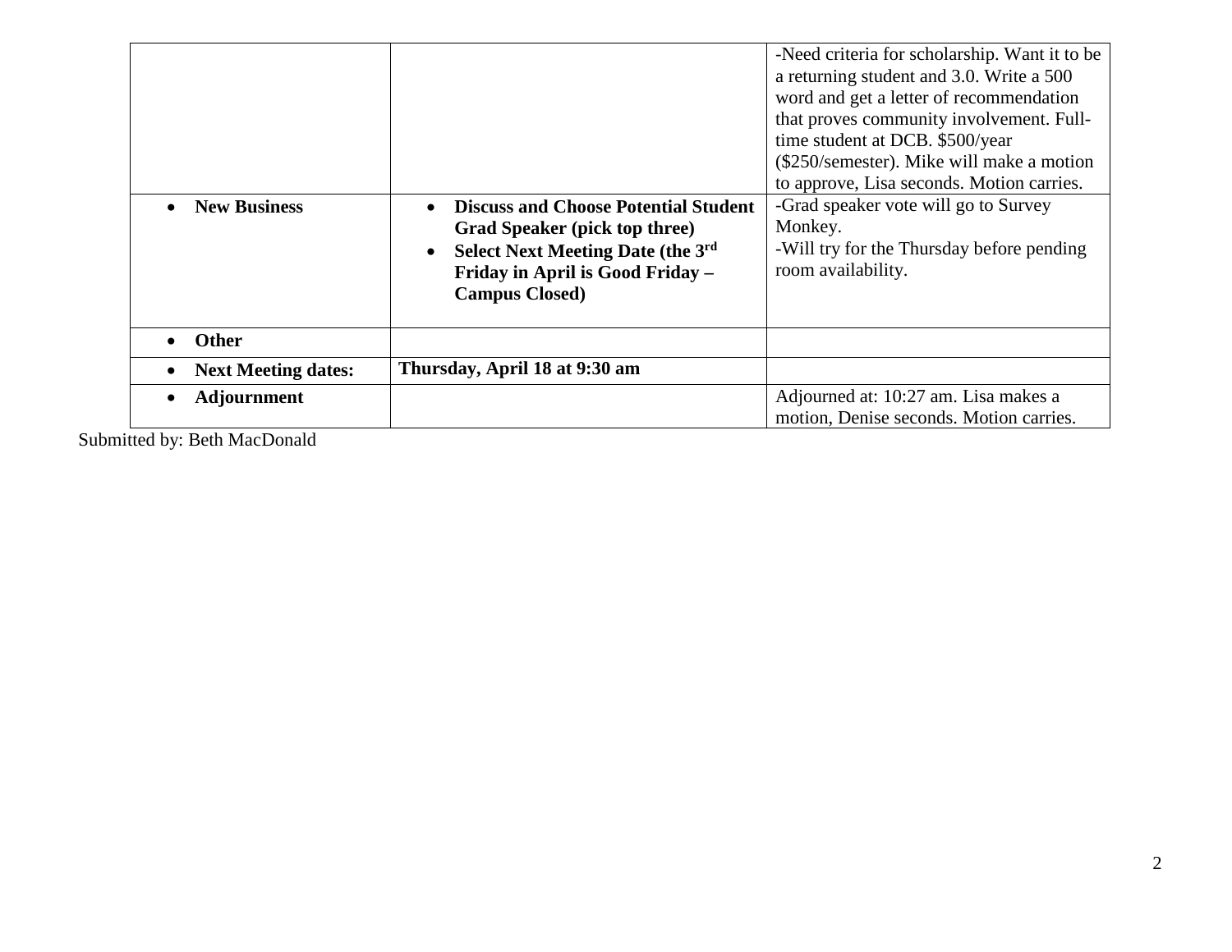| | | |
|---|---|---|
| | | -Need criteria for scholarship. Want it to be a returning student and 3.0. Write a 500 word and get a letter of recommendation that proves community involvement. Full-time student at DCB. $500/year ($250/semester). Mike will make a motion to approve, Lisa seconds. Motion carries. |
| • **New Business** | • **Discuss and Choose Potential Student Grad Speaker (pick top three)** <br> • **Select Next Meeting Date (the 3rd Friday in April is Good Friday – Campus Closed)** | -Grad speaker vote will go to Survey Monkey. <br> -Will try for the Thursday before pending room availability. |
| • **Other** | | |
| • **Next Meeting dates:** | **Thursday, April 18 at 9:30 am** | |
| • **Adjournment** | | Adjourned at: 10:27 am. Lisa makes a motion, Denise seconds. Motion carries. |

Submitted by: Beth MacDonald